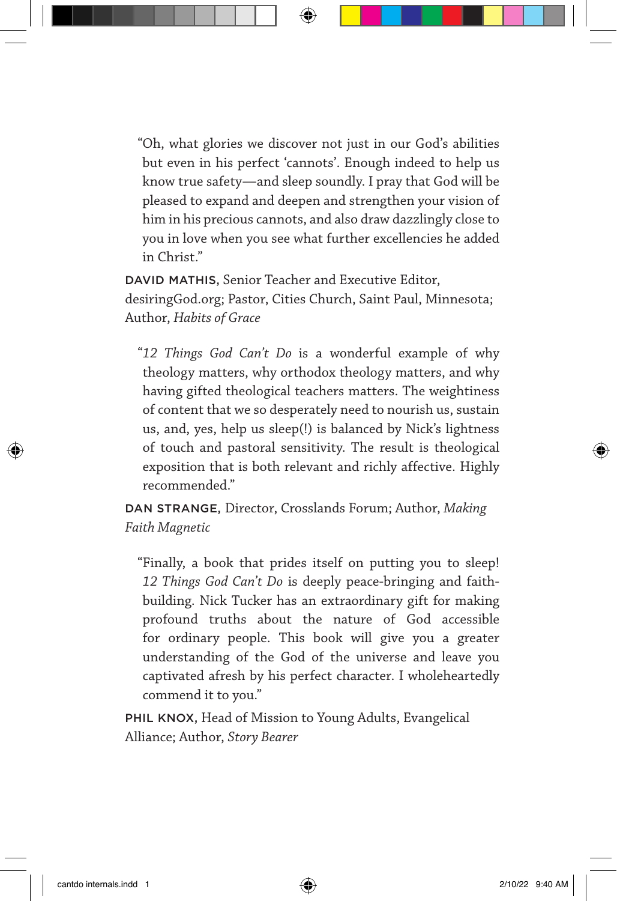"Oh, what glories we discover not just in our God's abilities but even in his perfect 'cannots'. Enough indeed to help us know true safety—and sleep soundly. I pray that God will be pleased to expand and deepen and strengthen your vision of him in his precious cannots, and also draw dazzlingly close to you in love when you see what further excellencies he added in Christ."

DAVID MATHIS, Senior Teacher and Executive Editor, desiringGod.org; Pastor, Cities Church, Saint Paul, Minnesota; Author, *Habits of Grace*

"*12 Things God Can't Do* is a wonderful example of why theology matters, why orthodox theology matters, and why having gifted theological teachers matters. The weightiness of content that we so desperately need to nourish us, sustain us, and, yes, help us sleep(!) is balanced by Nick's lightness of touch and pastoral sensitivity. The result is theological exposition that is both relevant and richly affective. Highly recommended."

DAN STRANGE, Director, Crosslands Forum; Author, *Making Faith Magnetic*

"Finally, a book that prides itself on putting you to sleep! *12 Things God Can't Do* is deeply peace-bringing and faith-building. Nick Tucker has an extraordinary gift for making profound truths about the nature of God accessible for ordinary people. This book will give you a greater understanding of the God of the universe and leave you captivated afresh by his perfect character. I wholeheartedly commend it to you."

PHIL KNOX, Head of Mission to Young Adults, Evangelical Alliance; Author, *Story Bearer*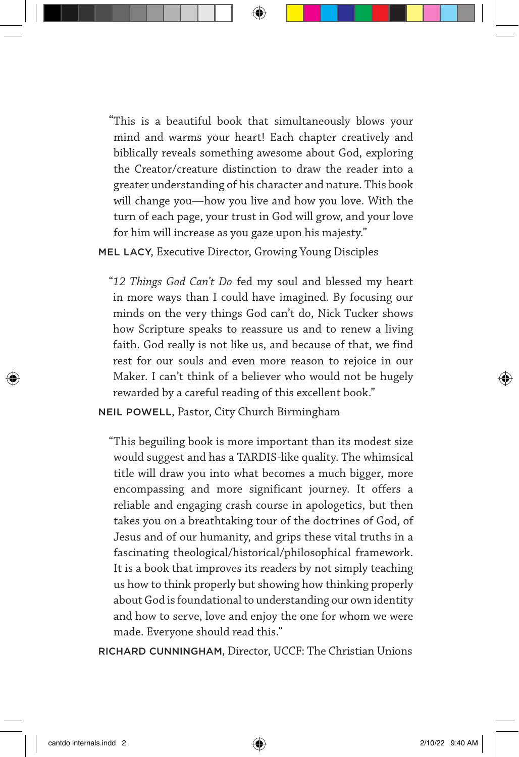"This is a beautiful book that simultaneously blows your mind and warms your heart! Each chapter creatively and biblically reveals something awesome about God, exploring the Creator/creature distinction to draw the reader into a greater understanding of his character and nature. This book will change you—how you live and how you love. With the turn of each page, your trust in God will grow, and your love for him will increase as you gaze upon his majesty."

MEL LACY, Executive Director, Growing Young Disciples

"*12 Things God Can't Do* fed my soul and blessed my heart in more ways than I could have imagined. By focusing our minds on the very things God can't do, Nick Tucker shows how Scripture speaks to reassure us and to renew a living faith. God really is not like us, and because of that, we find rest for our souls and even more reason to rejoice in our Maker. I can't think of a believer who would not be hugely rewarded by a careful reading of this excellent book."

NEIL POWELL, Pastor, City Church Birmingham

"This beguiling book is more important than its modest size would suggest and has a TARDIS-like quality. The whimsical title will draw you into what becomes a much bigger, more encompassing and more significant journey. It offers a reliable and engaging crash course in apologetics, but then takes you on a breathtaking tour of the doctrines of God, of Jesus and of our humanity, and grips these vital truths in a fascinating theological/historical/philosophical framework. It is a book that improves its readers by not simply teaching us how to think properly but showing how thinking properly about God is foundational to understanding our own identity and how to serve, love and enjoy the one for whom we were made. Everyone should read this."

RICHARD CUNNINGHAM, Director, UCCF: The Christian Unions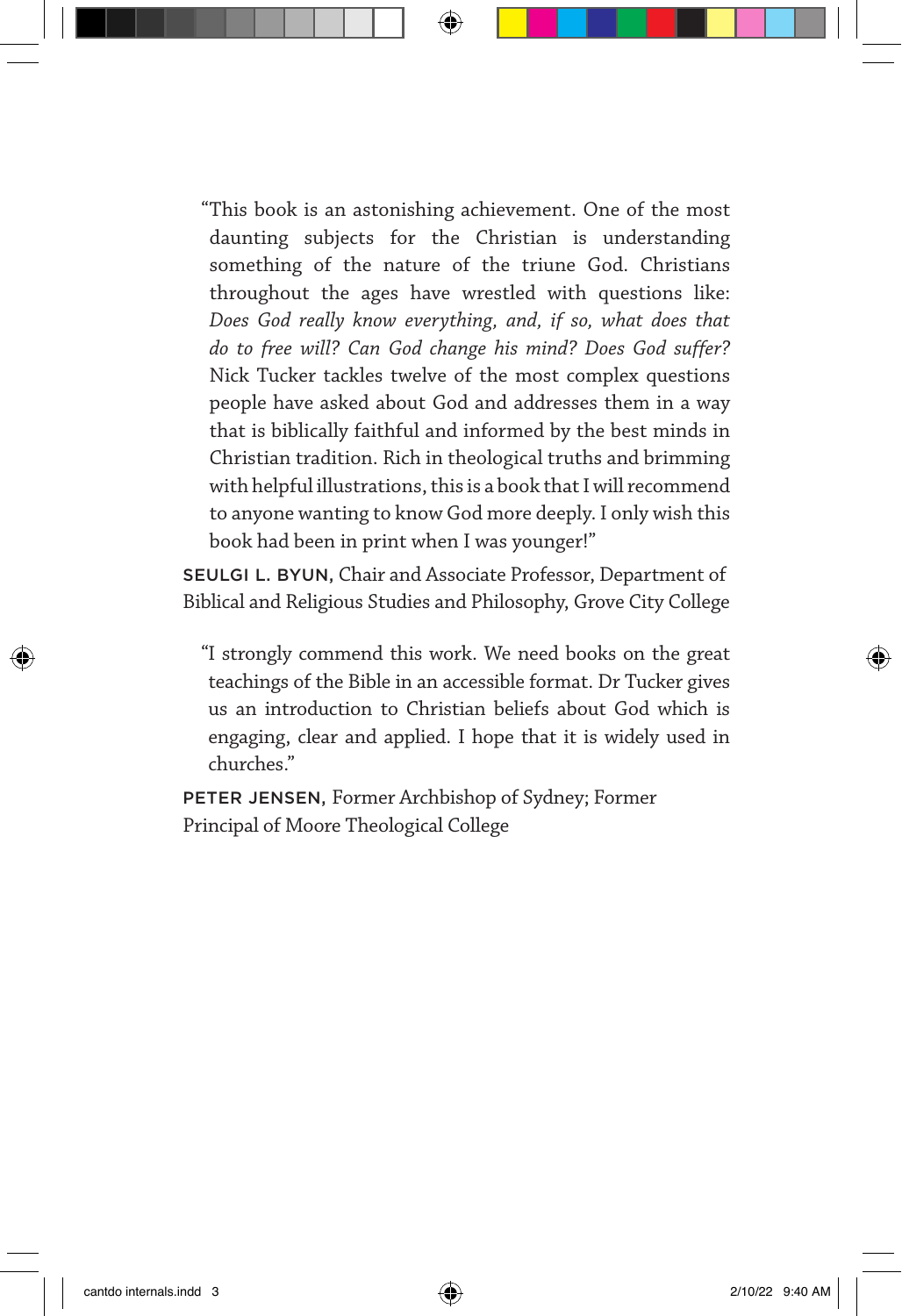"This book is an astonishing achievement. One of the most daunting subjects for the Christian is understanding something of the nature of the triune God. Christians throughout the ages have wrestled with questions like: *Does God really know everything, and, if so, what does that do to free will? Can God change his mind? Does God suffer?* Nick Tucker tackles twelve of the most complex questions people have asked about God and addresses them in a way that is biblically faithful and informed by the best minds in Christian tradition. Rich in theological truths and brimming with helpful illustrations, this is a book that I will recommend to anyone wanting to know God more deeply. I only wish this book had been in print when I was younger!"

SEULGI L. BYUN, Chair and Associate Professor, Department of Biblical and Religious Studies and Philosophy, Grove City College

"I strongly commend this work. We need books on the great teachings of the Bible in an accessible format. Dr Tucker gives us an introduction to Christian beliefs about God which is engaging, clear and applied. I hope that it is widely used in churches."

PETER JENSEN, Former Archbishop of Sydney; Former Principal of Moore Theological College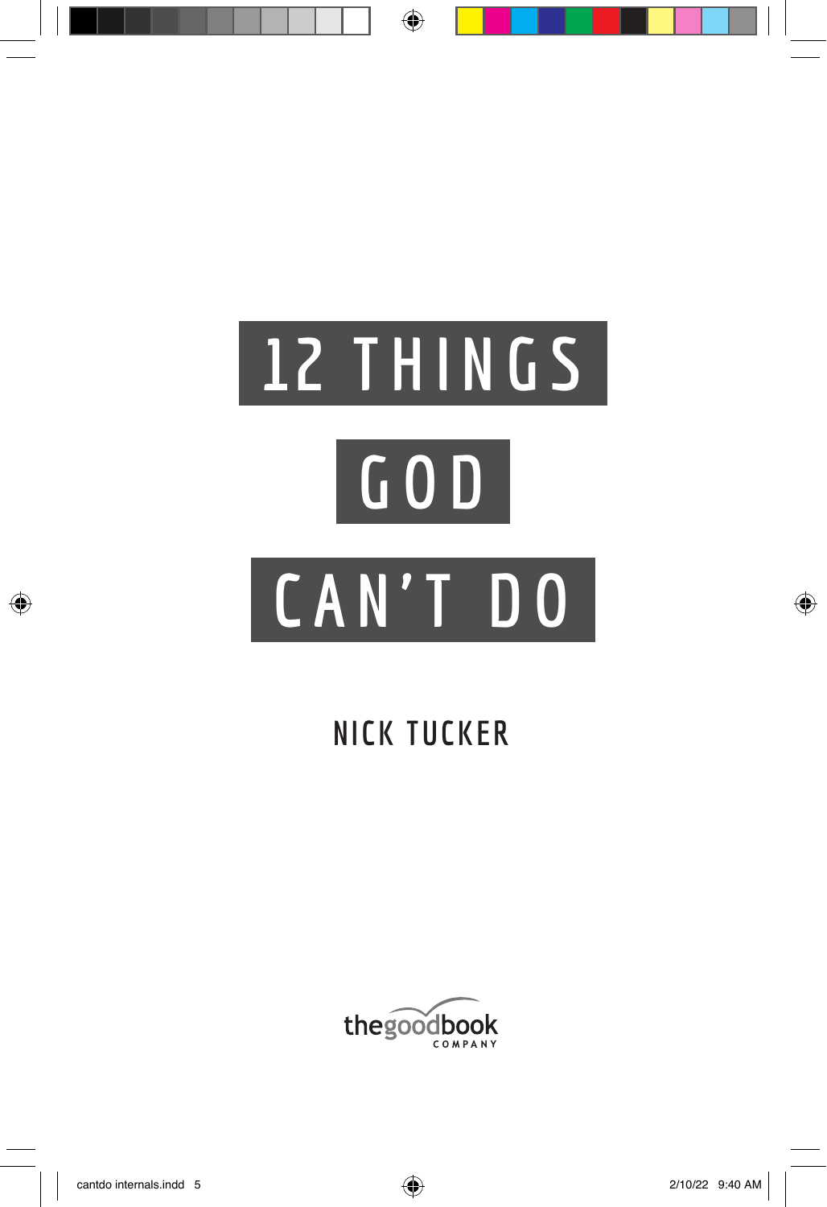# 12 THINGS GOD CAN'T DO

NICK TUCKER

thegoodbook COMPANY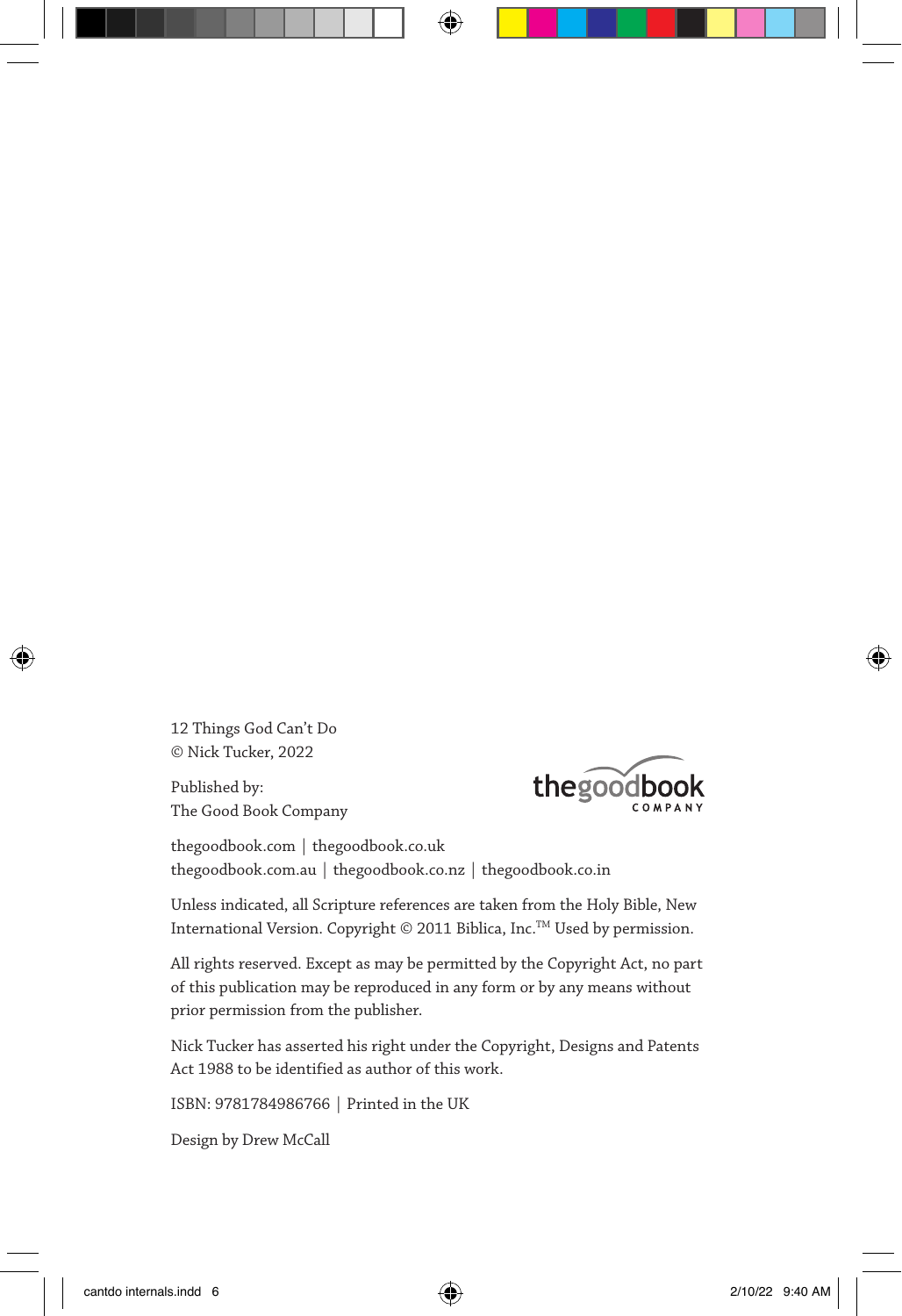12 Things God Can’t Do
© Nick Tucker, 2022

Published by:
The Good Book Company

thegoodbook.com | thegoodbook.co.uk
thegoodbook.com.au | thegoodbook.co.nz | thegoodbook.co.in

Unless indicated, all Scripture references are taken from the Holy Bible, New International Version. Copyright © 2011 Biblica, Inc.™ Used by permission.

All rights reserved. Except as may be permitted by the Copyright Act, no part of this publication may be reproduced in any form or by any means without prior permission from the publisher.

Nick Tucker has asserted his right under the Copyright, Designs and Patents Act 1988 to be identified as author of this work.

ISBN: 9781784986766 | Printed in the UK

Design by Drew McCall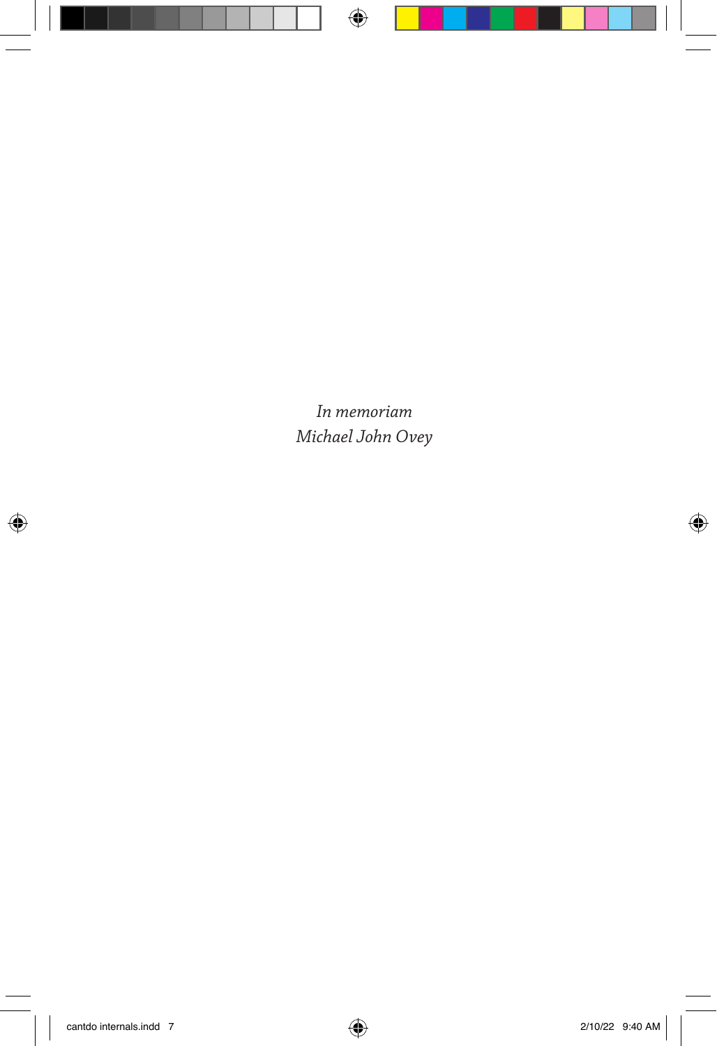*In memoriam*
*Michael John Ovey*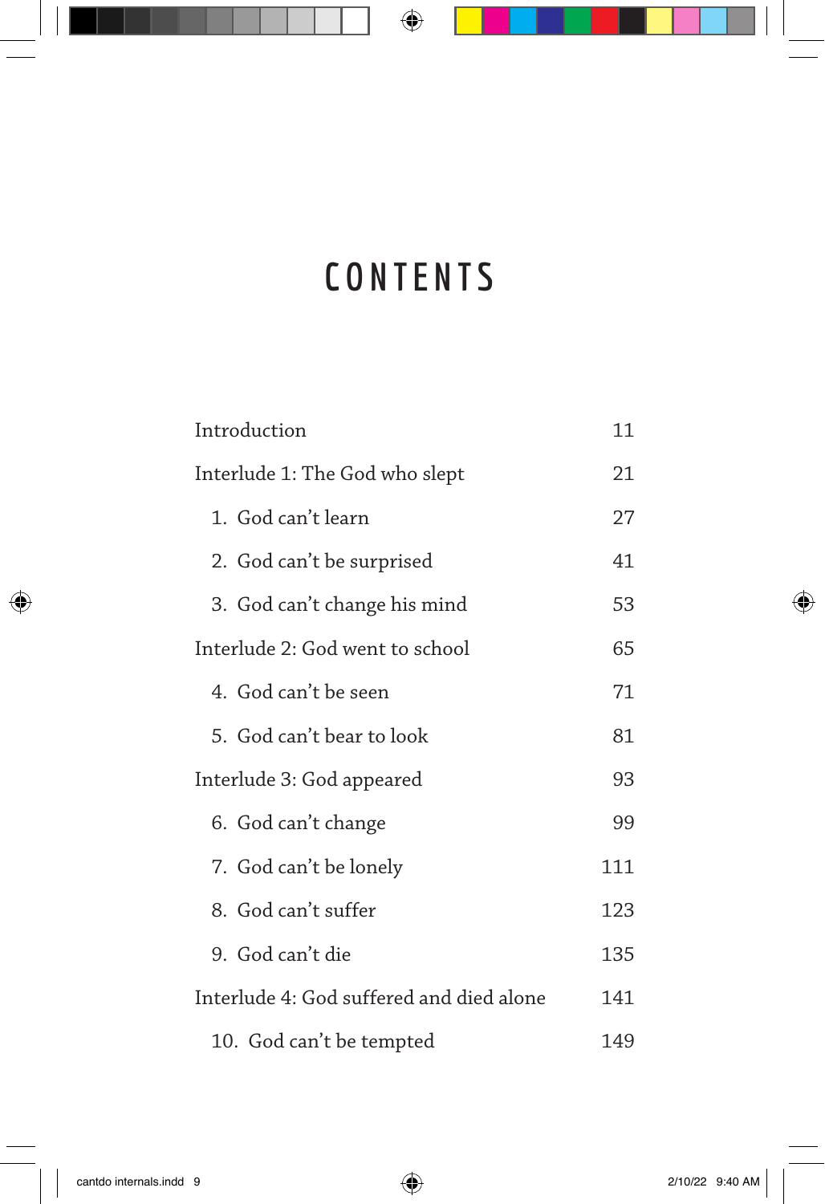# CONTENTS

| | |
|---|---|
| Introduction | 11 |
| Interlude 1: The God who slept | 21 |
| 1. God can't learn | 27 |
| 2. God can't be surprised | 41 |
| 3. God can't change his mind | 53 |
| Interlude 2: God went to school | 65 |
| 4. God can't be seen | 71 |
| 5. God can't bear to look | 81 |
| Interlude 3: God appeared | 93 |
| 6. God can't change | 99 |
| 7. God can't be lonely | 111 |
| 8. God can't suffer | 123 |
| 9. God can't die | 135 |
| Interlude 4: God suffered and died alone | 141 |
| 10. God can't be tempted | 149 |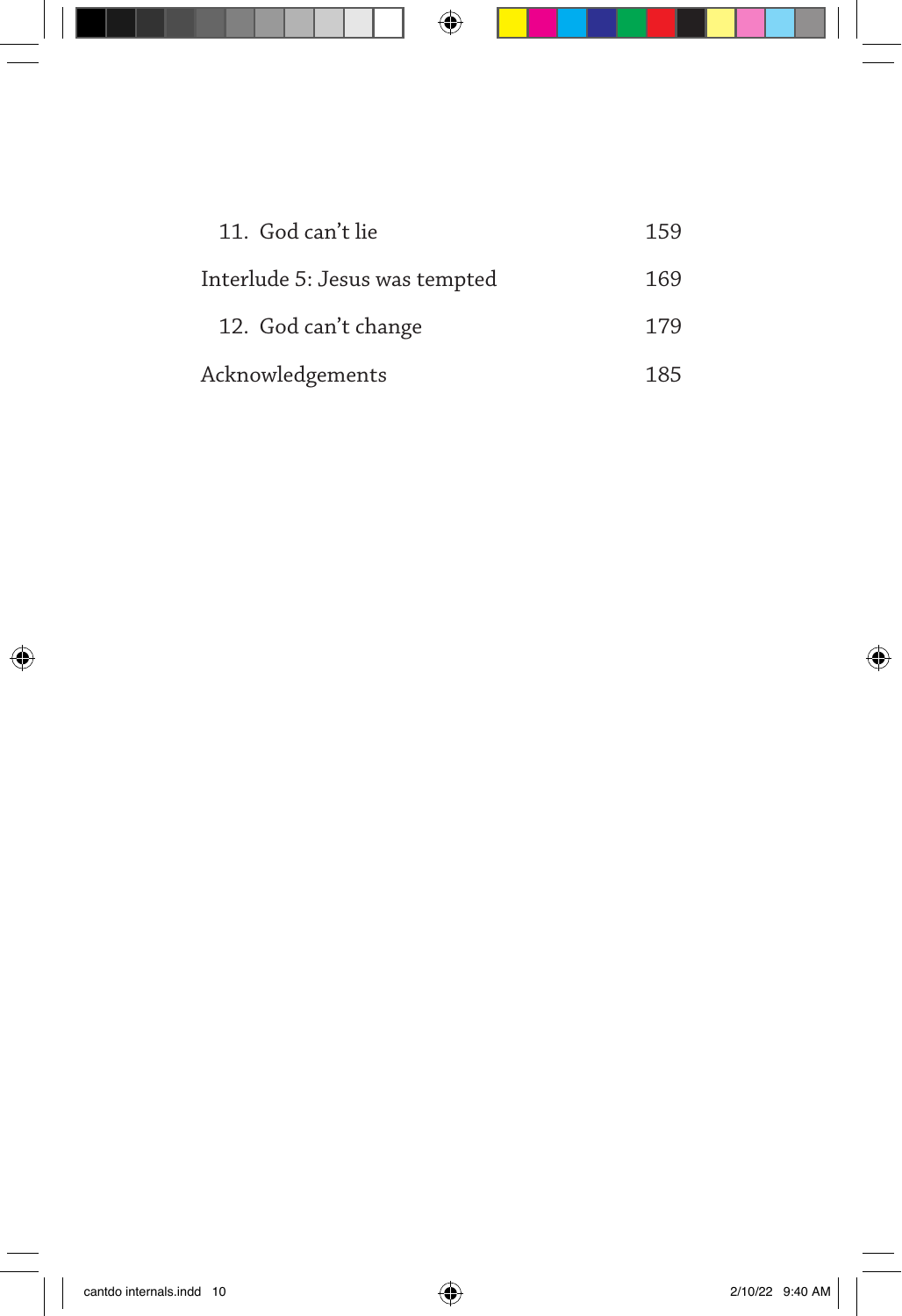| | |
|---|---|
| 11. God can't lie | 159 |
| Interlude 5: Jesus was tempted | 169 |
| 12. God can't change | 179 |
| Acknowledgements | 185 |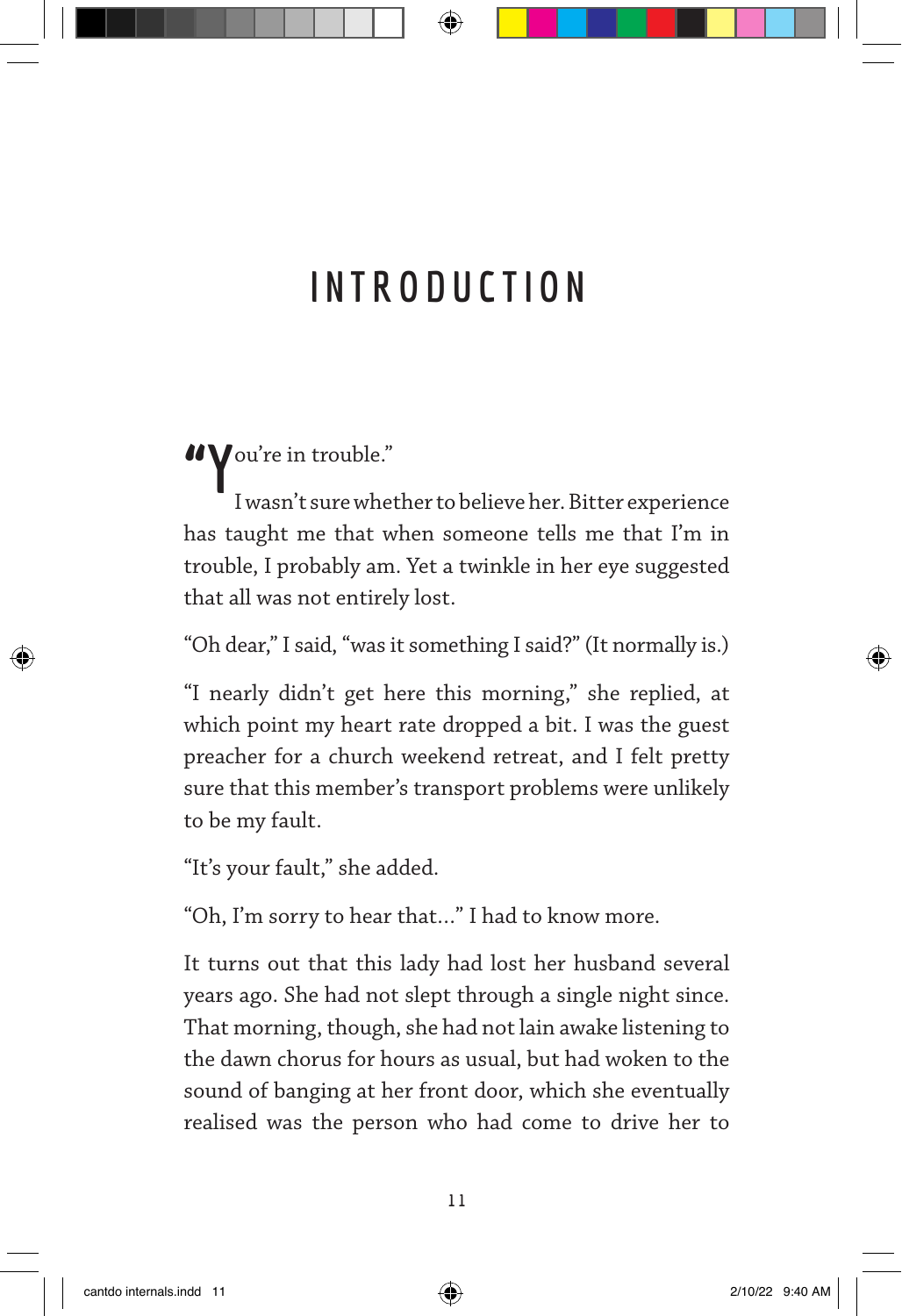# INTRODUCTION

"You're in trouble."

I wasn't sure whether to believe her. Bitter experience has taught me that when someone tells me that I'm in trouble, I probably am. Yet a twinkle in her eye suggested that all was not entirely lost.

"Oh dear," I said, "was it something I said?" (It normally is.)

"I nearly didn't get here this morning," she replied, at which point my heart rate dropped a bit. I was the guest preacher for a church weekend retreat, and I felt pretty sure that this member's transport problems were unlikely to be my fault.

"It's your fault," she added.

"Oh, I'm sorry to hear that..." I had to know more.

It turns out that this lady had lost her husband several years ago. She had not slept through a single night since. That morning, though, she had not lain awake listening to the dawn chorus for hours as usual, but had woken to the sound of banging at her front door, which she eventually realised was the person who had come to drive her to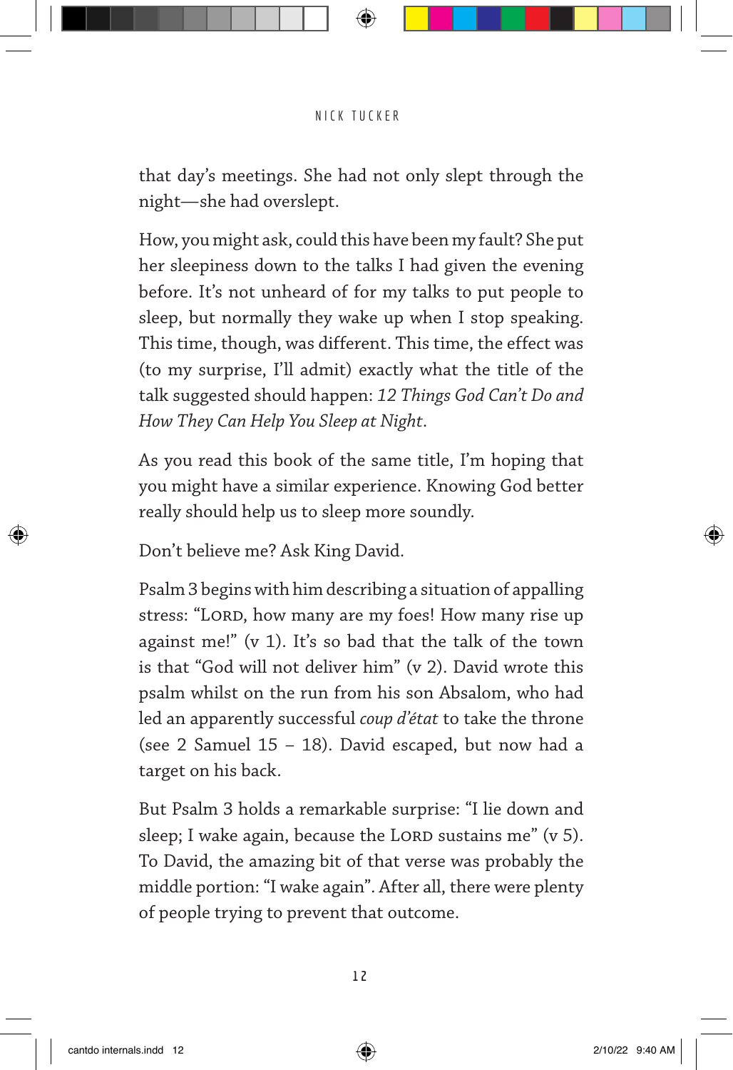that day's meetings. She had not only slept through the night—she had overslept.

How, you might ask, could this have been my fault? She put her sleepiness down to the talks I had given the evening before. It's not unheard of for my talks to put people to sleep, but normally they wake up when I stop speaking. This time, though, was different. This time, the effect was (to my surprise, I'll admit) exactly what the title of the talk suggested should happen: *12 Things God Can't Do and How They Can Help You Sleep at Night*.

As you read this book of the same title, I'm hoping that you might have a similar experience. Knowing God better really should help us to sleep more soundly.

Don't believe me? Ask King David.

Psalm 3 begins with him describing a situation of appalling stress: "LORD, how many are my foes! How many rise up against me!" (v 1). It's so bad that the talk of the town is that "God will not deliver him" (v 2). David wrote this psalm whilst on the run from his son Absalom, who had led an apparently successful *coup d'état* to take the throne (see 2 Samuel 15 – 18). David escaped, but now had a target on his back.

But Psalm 3 holds a remarkable surprise: "I lie down and sleep; I wake again, because the LORD sustains me" (v 5). To David, the amazing bit of that verse was probably the middle portion: "I wake again". After all, there were plenty of people trying to prevent that outcome.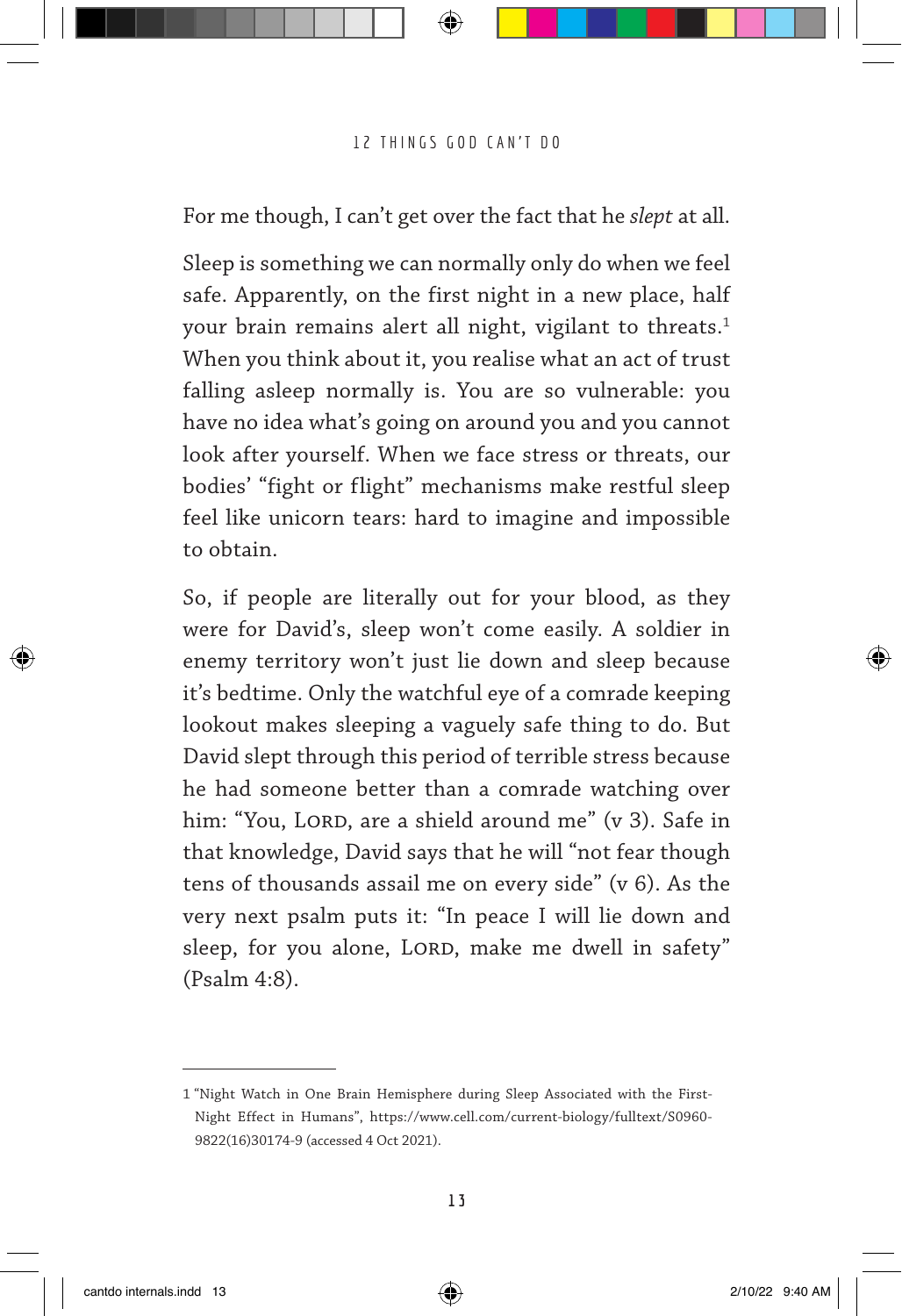For me though, I can't get over the fact that he *slept* at all.

Sleep is something we can normally only do when we feel safe. Apparently, on the first night in a new place, half your brain remains alert all night, vigilant to threats.[1] When you think about it, you realise what an act of trust falling asleep normally is. You are so vulnerable: you have no idea what's going on around you and you cannot look after yourself. When we face stress or threats, our bodies' "fight or flight" mechanisms make restful sleep feel like unicorn tears: hard to imagine and impossible to obtain.

So, if people are literally out for your blood, as they were for David's, sleep won't come easily. A soldier in enemy territory won't just lie down and sleep because it's bedtime. Only the watchful eye of a comrade keeping lookout makes sleeping a vaguely safe thing to do. But David slept through this period of terrible stress because he had someone better than a comrade watching over him: "You, LORD, are a shield around me" (v 3). Safe in that knowledge, David says that he will "not fear though tens of thousands assail me on every side" (v 6). As the very next psalm puts it: "In peace I will lie down and sleep, for you alone, LORD, make me dwell in safety" (Psalm 4:8).

---

1 "Night Watch in One Brain Hemisphere during Sleep Associated with the First-Night Effect in Humans", https://www.cell.com/current-biology/fulltext/S0960-9822(16)30174-9 (accessed 4 Oct 2021).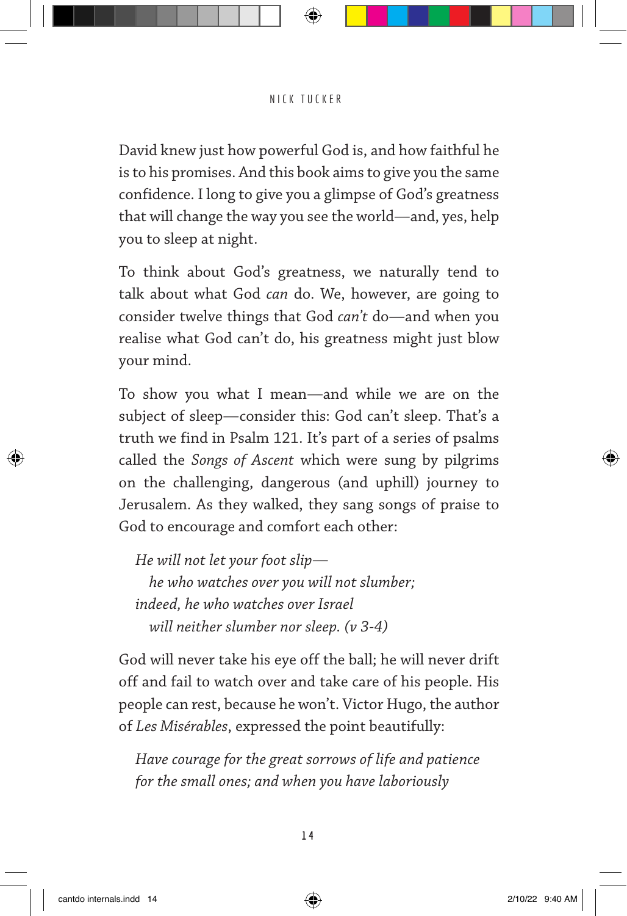David knew just how powerful God is, and how faithful he is to his promises. And this book aims to give you the same confidence. I long to give you a glimpse of God's greatness that will change the way you see the world—and, yes, help you to sleep at night.

To think about God's greatness, we naturally tend to talk about what God *can* do. We, however, are going to consider twelve things that God *can't* do—and when you realise what God can't do, his greatness might just blow your mind.

To show you what I mean—and while we are on the subject of sleep—consider this: God can't sleep. That's a truth we find in Psalm 121. It's part of a series of psalms called the *Songs of Ascent* which were sung by pilgrims on the challenging, dangerous (and uphill) journey to Jerusalem. As they walked, they sang songs of praise to God to encourage and comfort each other:

> *He will not let your foot slip—*
> *he who watches over you will not slumber;*
> *indeed, he who watches over Israel*
> *will neither slumber nor sleep. (v 3-4)*

God will never take his eye off the ball; he will never drift off and fail to watch over and take care of his people. His people can rest, because he won't. Victor Hugo, the author of *Les Misérables*, expressed the point beautifully:

> *Have courage for the great sorrows of life and patience for the small ones; and when you have laboriously*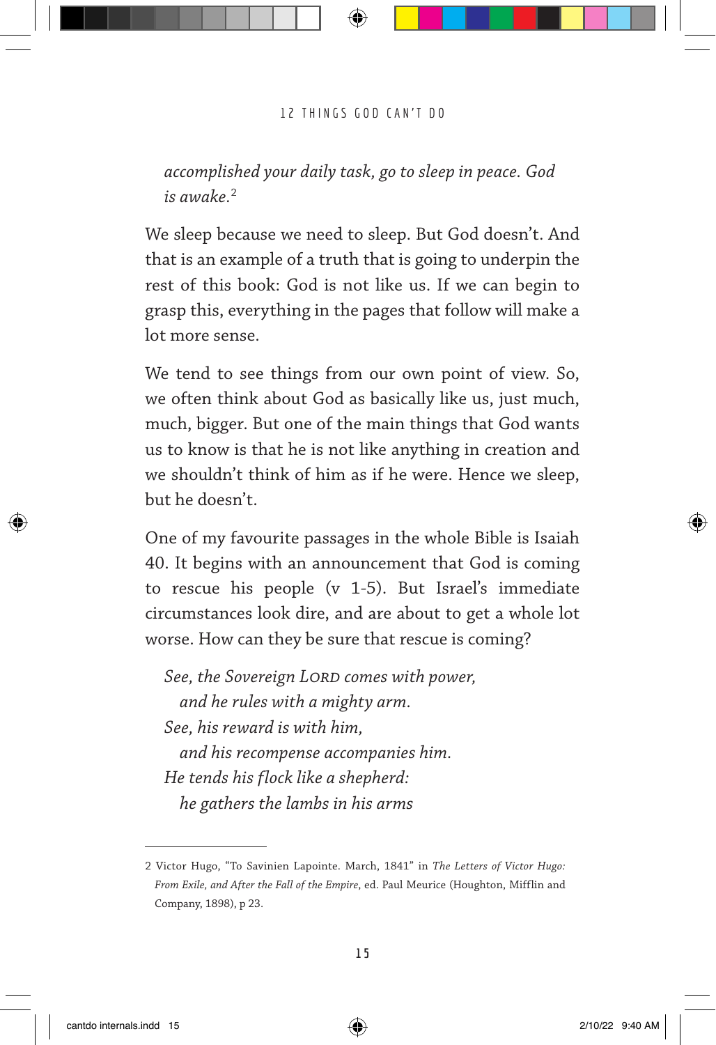*accomplished your daily task, go to sleep in peace. God is awake.*[2]

We sleep because we need to sleep. But God doesn't. And that is an example of a truth that is going to underpin the rest of this book: God is not like us. If we can begin to grasp this, everything in the pages that follow will make a lot more sense.

We tend to see things from our own point of view. So, we often think about God as basically like us, just much, much, bigger. But one of the main things that God wants us to know is that he is not like anything in creation and we shouldn't think of him as if he were. Hence we sleep, but he doesn't.

One of my favourite passages in the whole Bible is Isaiah 40. It begins with an announcement that God is coming to rescue his people (v 1-5). But Israel's immediate circumstances look dire, and are about to get a whole lot worse. How can they be sure that rescue is coming?

*See, the Sovereign LORD comes with power,*
*and he rules with a mighty arm.*
*See, his reward is with him,*
*and his recompense accompanies him.*
*He tends his flock like a shepherd:*
*he gathers the lambs in his arms*

---

2 Victor Hugo, "To Savinien Lapointe. March, 1841" in *The Letters of Victor Hugo: From Exile, and After the Fall of the Empire*, ed. Paul Meurice (Houghton, Mifflin and Company, 1898), p 23.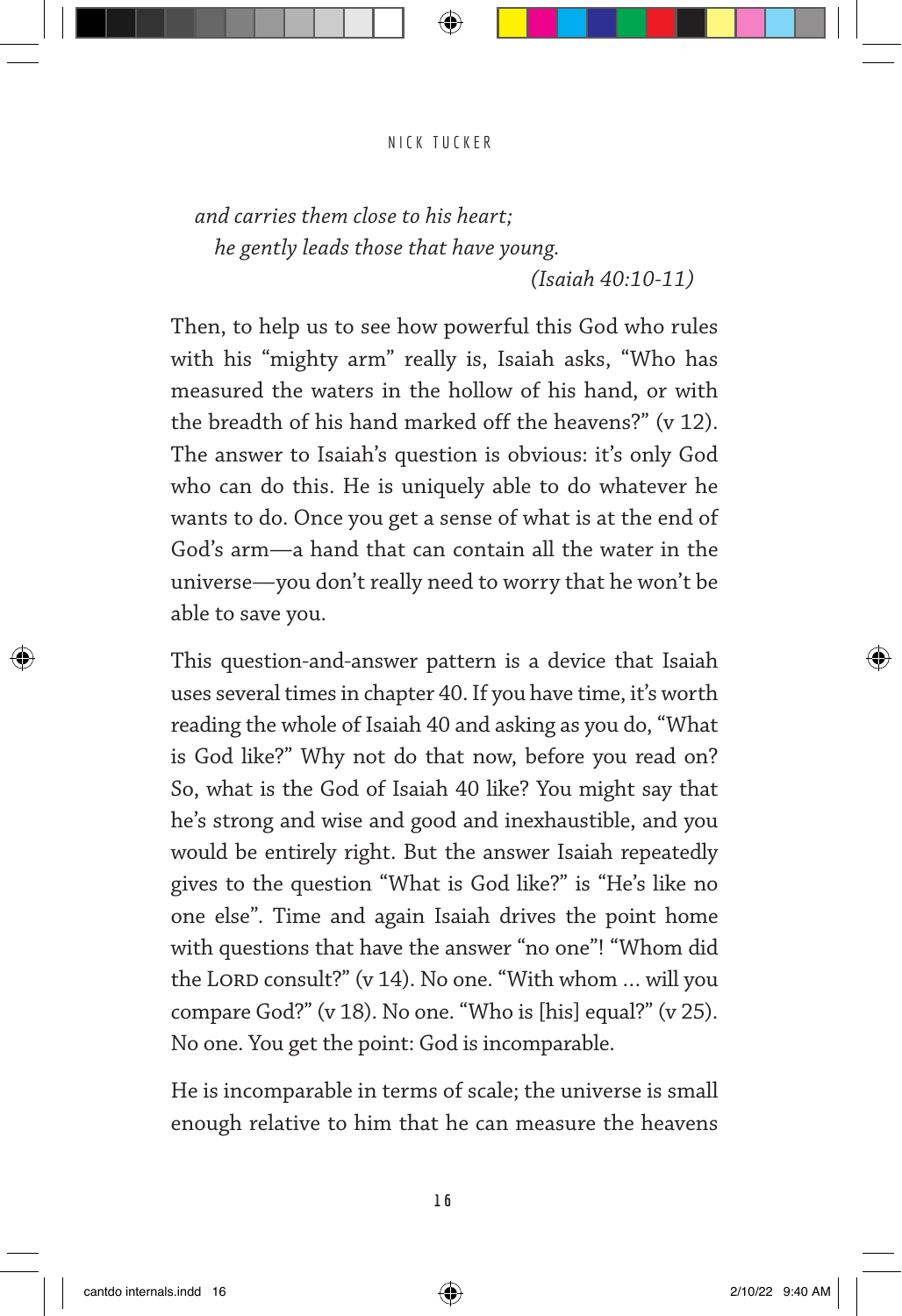*and carries them close to his heart;*
*he gently leads those that have young.*
*(Isaiah 40:10-11)*

Then, to help us to see how powerful this God who rules with his "mighty arm" really is, Isaiah asks, "Who has measured the waters in the hollow of his hand, or with the breadth of his hand marked off the heavens?" (v 12). The answer to Isaiah's question is obvious: it's only God who can do this. He is uniquely able to do whatever he wants to do. Once you get a sense of what is at the end of God's arm—a hand that can contain all the water in the universe—you don't really need to worry that he won't be able to save you.

This question-and-answer pattern is a device that Isaiah uses several times in chapter 40. If you have time, it's worth reading the whole of Isaiah 40 and asking as you do, "What is God like?" Why not do that now, before you read on? So, what is the God of Isaiah 40 like? You might say that he's strong and wise and good and inexhaustible, and you would be entirely right. But the answer Isaiah repeatedly gives to the question "What is God like?" is "He's like no one else". Time and again Isaiah drives the point home with questions that have the answer "no one"! "Whom did the LORD consult?" (v 14). No one. "With whom ... will you compare God?" (v 18). No one. "Who is [his] equal?" (v 25). No one. You get the point: God is incomparable.

He is incomparable in terms of scale; the universe is small enough relative to him that he can measure the heavens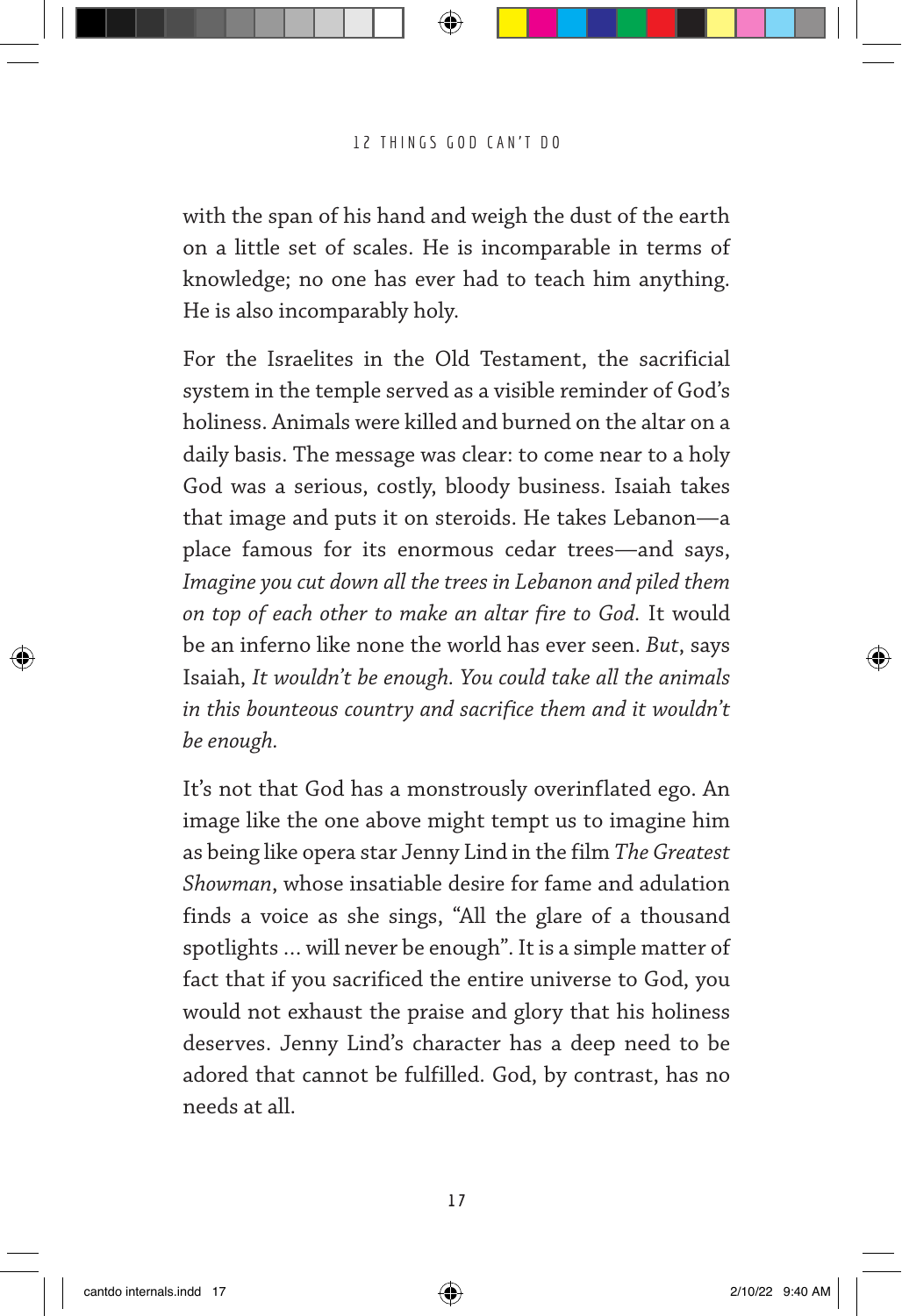with the span of his hand and weigh the dust of the earth on a little set of scales. He is incomparable in terms of knowledge; no one has ever had to teach him anything. He is also incomparably holy.

For the Israelites in the Old Testament, the sacrificial system in the temple served as a visible reminder of God's holiness. Animals were killed and burned on the altar on a daily basis. The message was clear: to come near to a holy God was a serious, costly, bloody business. Isaiah takes that image and puts it on steroids. He takes Lebanon—a place famous for its enormous cedar trees—and says, *Imagine you cut down all the trees in Lebanon and piled them on top of each other to make an altar fire to God.* It would be an inferno like none the world has ever seen. *But*, says Isaiah, *It wouldn't be enough. You could take all the animals in this bounteous country and sacrifice them and it wouldn't be enough.*

It's not that God has a monstrously overinflated ego. An image like the one above might tempt us to imagine him as being like opera star Jenny Lind in the film *The Greatest Showman*, whose insatiable desire for fame and adulation finds a voice as she sings, "All the glare of a thousand spotlights ... will never be enough". It is a simple matter of fact that if you sacrificed the entire universe to God, you would not exhaust the praise and glory that his holiness deserves. Jenny Lind's character has a deep need to be adored that cannot be fulfilled. God, by contrast, has no needs at all.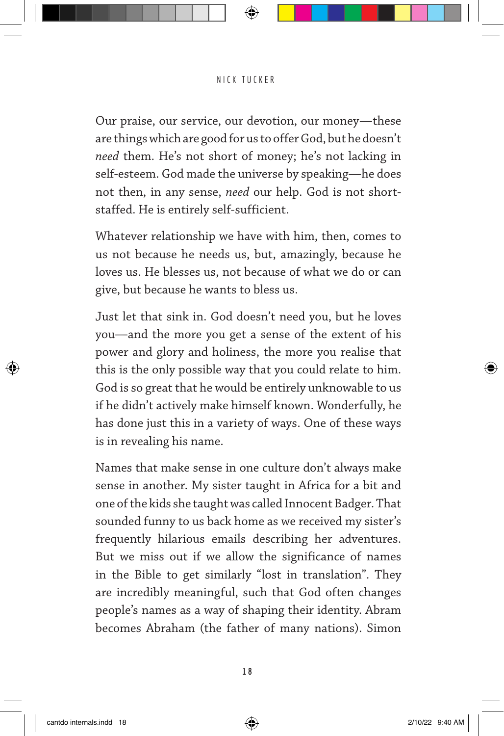Our praise, our service, our devotion, our money—these are things which are good for us to offer God, but he doesn't *need* them. He's not short of money; he's not lacking in self-esteem. God made the universe by speaking—he does not then, in any sense, *need* our help. God is not short-staffed. He is entirely self-sufficient.

Whatever relationship we have with him, then, comes to us not because he needs us, but, amazingly, because he loves us. He blesses us, not because of what we do or can give, but because he wants to bless us.

Just let that sink in. God doesn't need you, but he loves you—and the more you get a sense of the extent of his power and glory and holiness, the more you realise that this is the only possible way that you could relate to him. God is so great that he would be entirely unknowable to us if he didn't actively make himself known. Wonderfully, he has done just this in a variety of ways. One of these ways is in revealing his name.

Names that make sense in one culture don't always make sense in another. My sister taught in Africa for a bit and one of the kids she taught was called Innocent Badger. That sounded funny to us back home as we received my sister's frequently hilarious emails describing her adventures. But we miss out if we allow the significance of names in the Bible to get similarly "lost in translation". They are incredibly meaningful, such that God often changes people's names as a way of shaping their identity. Abram becomes Abraham (the father of many nations). Simon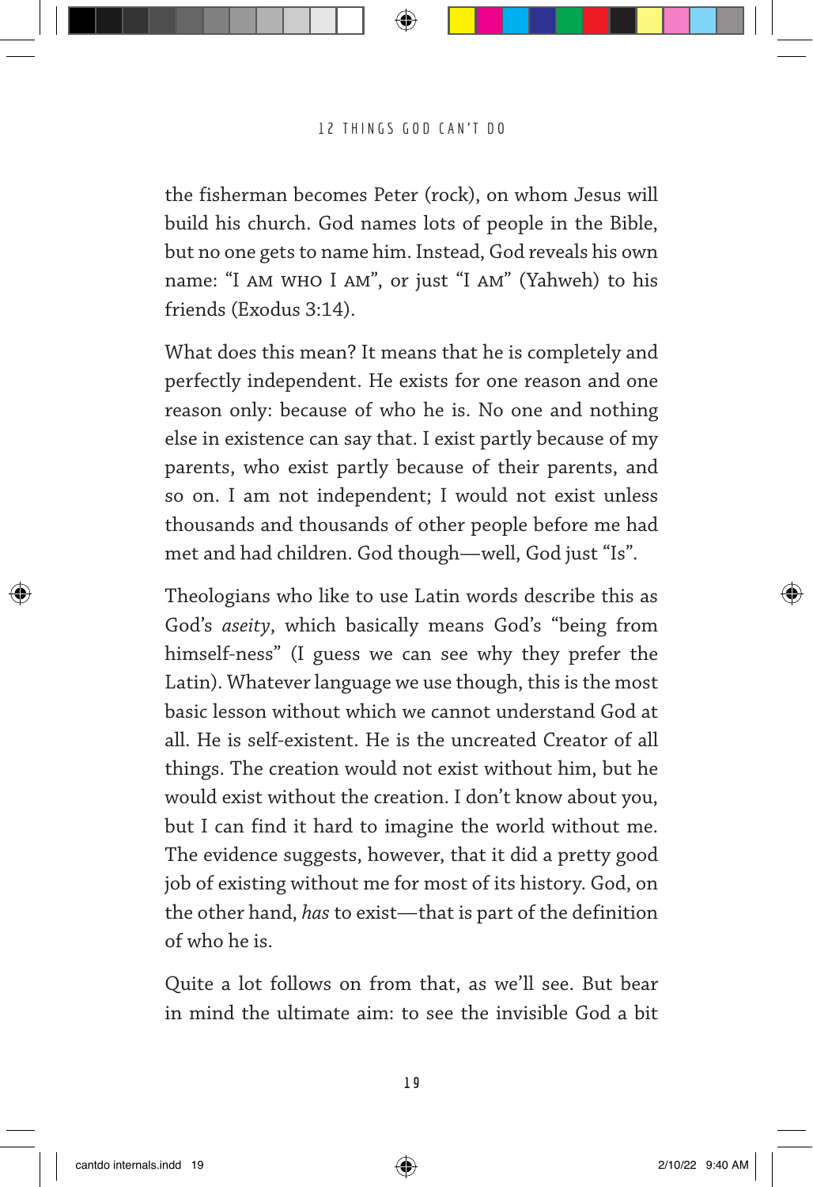the fisherman becomes Peter (rock), on whom Jesus will build his church. God names lots of people in the Bible, but no one gets to name him. Instead, God reveals his own name: "I AM WHO I AM", or just "I AM" (Yahweh) to his friends (Exodus 3:14).

What does this mean? It means that he is completely and perfectly independent. He exists for one reason and one reason only: because of who he is. No one and nothing else in existence can say that. I exist partly because of my parents, who exist partly because of their parents, and so on. I am not independent; I would not exist unless thousands and thousands of other people before me had met and had children. God though—well, God just "Is".

Theologians who like to use Latin words describe this as God's *aseity*, which basically means God's "being from himself-ness" (I guess we can see why they prefer the Latin). Whatever language we use though, this is the most basic lesson without which we cannot understand God at all. He is self-existent. He is the uncreated Creator of all things. The creation would not exist without him, but he would exist without the creation. I don't know about you, but I can find it hard to imagine the world without me. The evidence suggests, however, that it did a pretty good job of existing without me for most of its history. God, on the other hand, *has* to exist—that is part of the definition of who he is.

Quite a lot follows on from that, as we'll see. But bear in mind the ultimate aim: to see the invisible God a bit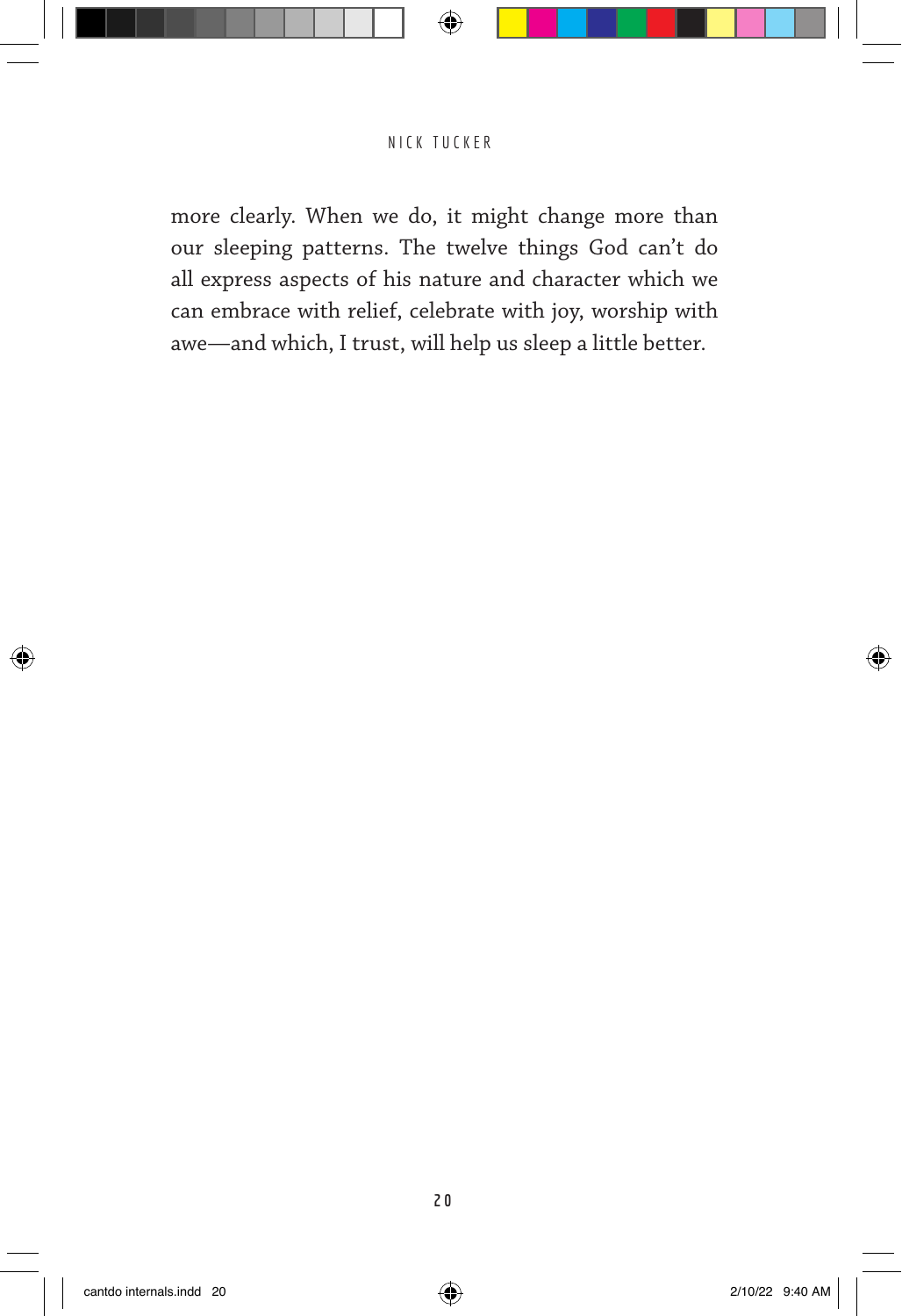more clearly. When we do, it might change more than our sleeping patterns. The twelve things God can't do all express aspects of his nature and character which we can embrace with relief, celebrate with joy, worship with awe—and which, I trust, will help us sleep a little better.